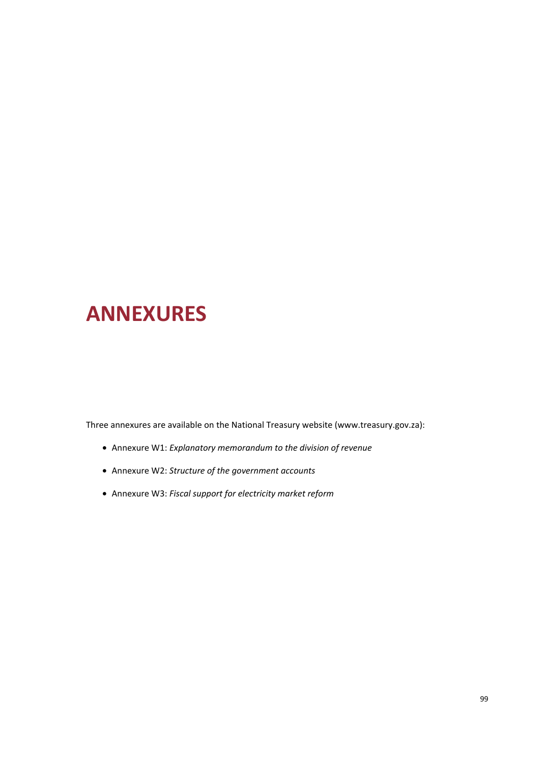# ANNEXURES

Three annexures are available on the National Treasury website (www.treasury.gov.za):

- Annexure W1: *Explanatory memorandum to the division of revenue*
- Annexure W2: *Structure of the government accounts*
- Annexure W3: *Fiscal support for electricity market reform*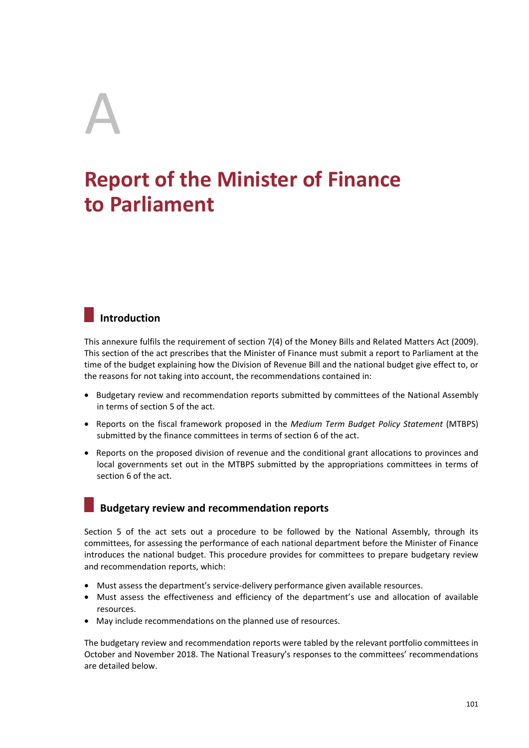# A

# Report of the Minister of Finance to Parliament

## Introduction

This annexure fulfils the requirement of section 7(4) of the Money Bills and Related Matters Act (2009). This section of the act prescribes that the Minister of Finance must submit a report to Parliament at the time of the budget explaining how the Division of Revenue Bill and the national budget give effect to, or the reasons for not taking into account, the recommendations contained in:

- Budgetary review and recommendation reports submitted by committees of the National Assembly in terms of section 5 of the act.
- Reports on the fiscal framework proposed in the *Medium Term Budget Policy Statement* (MTBPS) submitted by the finance committees in terms of section 6 of the act.
- Reports on the proposed division of revenue and the conditional grant allocations to provinces and local governments set out in the MTBPS submitted by the appropriations committees in terms of section 6 of the act.

## Budgetary review and recommendation reports

Section 5 of the act sets out a procedure to be followed by the National Assembly, through its committees, for assessing the performance of each national department before the Minister of Finance introduces the national budget. This procedure provides for committees to prepare budgetary review and recommendation reports, which:

- Must assess the department's service-delivery performance given available resources.
- Must assess the effectiveness and efficiency of the department's use and allocation of available resources.
- May include recommendations on the planned use of resources.

The budgetary review and recommendation reports were tabled by the relevant portfolio committees in October and November 2018. The National Treasury's responses to the committees' recommendations are detailed below.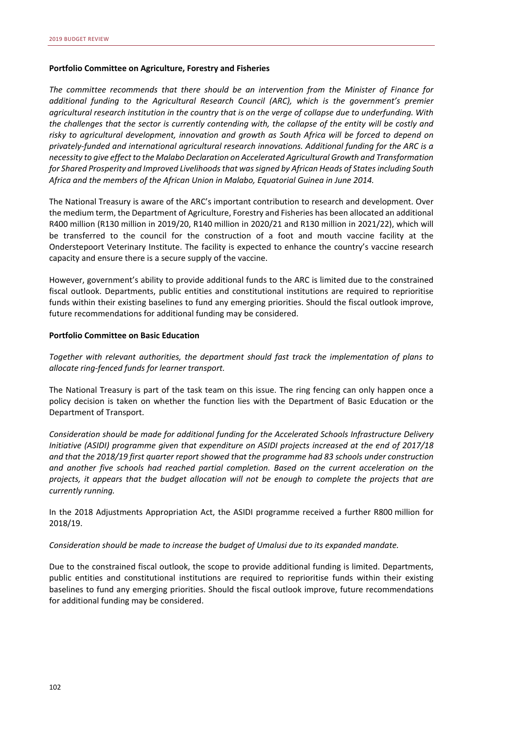**Portfolio Committee on Agriculture, Forestry and Fisheries**

*The committee recommends that there should be an intervention from the Minister of Finance for additional funding to the Agricultural Research Council (ARC), which is the government's premier agricultural research institution in the country that is on the verge of collapse due to underfunding. With the challenges that the sector is currently contending with, the collapse of the entity will be costly and risky to agricultural development, innovation and growth as South Africa will be forced to depend on privately-funded and international agricultural research innovations. Additional funding for the ARC is a necessity to give effect to the Malabo Declaration on Accelerated Agricultural Growth and Transformation for Shared Prosperity and Improved Livelihoods that was signed by African Heads of States including South Africa and the members of the African Union in Malabo, Equatorial Guinea in June 2014.*

The National Treasury is aware of the ARC's important contribution to research and development. Over the medium term, the Department of Agriculture, Forestry and Fisheries has been allocated an additional R400 million (R130 million in 2019/20, R140 million in 2020/21 and R130 million in 2021/22), which will be transferred to the council for the construction of a foot and mouth vaccine facility at the Onderstepoort Veterinary Institute. The facility is expected to enhance the country's vaccine research capacity and ensure there is a secure supply of the vaccine.

However, government's ability to provide additional funds to the ARC is limited due to the constrained fiscal outlook. Departments, public entities and constitutional institutions are required to reprioritise funds within their existing baselines to fund any emerging priorities. Should the fiscal outlook improve, future recommendations for additional funding may be considered.

**Portfolio Committee on Basic Education**

*Together with relevant authorities, the department should fast track the implementation of plans to allocate ring-fenced funds for learner transport.*

The National Treasury is part of the task team on this issue. The ring fencing can only happen once a policy decision is taken on whether the function lies with the Department of Basic Education or the Department of Transport.

*Consideration should be made for additional funding for the Accelerated Schools Infrastructure Delivery Initiative (ASIDI) programme given that expenditure on ASIDI projects increased at the end of 2017/18 and that the 2018/19 first quarter report showed that the programme had 83 schools under construction and another five schools had reached partial completion. Based on the current acceleration on the projects, it appears that the budget allocation will not be enough to complete the projects that are currently running.*

In the 2018 Adjustments Appropriation Act, the ASIDI programme received a further R800 million for 2018/19.

*Consideration should be made to increase the budget of Umalusi due to its expanded mandate.*

Due to the constrained fiscal outlook, the scope to provide additional funding is limited. Departments, public entities and constitutional institutions are required to reprioritise funds within their existing baselines to fund any emerging priorities. Should the fiscal outlook improve, future recommendations for additional funding may be considered.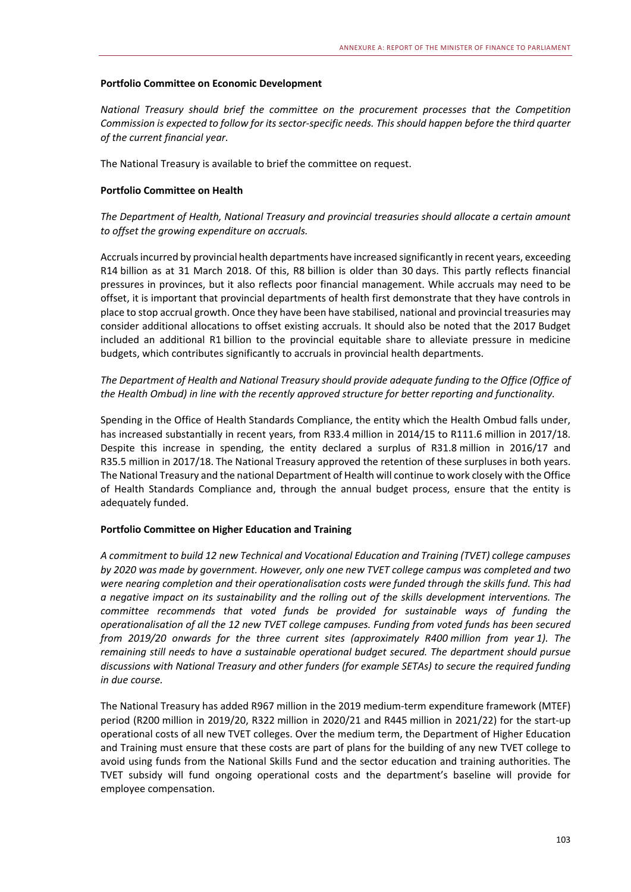**Portfolio Committee on Economic Development**

*National Treasury should brief the committee on the procurement processes that the Competition Commission is expected to follow for its sector-specific needs. This should happen before the third quarter of the current financial year.*

The National Treasury is available to brief the committee on request.

**Portfolio Committee on Health**

*The Department of Health, National Treasury and provincial treasuries should allocate a certain amount to offset the growing expenditure on accruals.*

Accruals incurred by provincial health departments have increased significantly in recent years, exceeding R14 billion as at 31 March 2018. Of this, R8 billion is older than 30 days. This partly reflects financial pressures in provinces, but it also reflects poor financial management. While accruals may need to be offset, it is important that provincial departments of health first demonstrate that they have controls in place to stop accrual growth. Once they have been have stabilised, national and provincial treasuries may consider additional allocations to offset existing accruals. It should also be noted that the 2017 Budget included an additional R1 billion to the provincial equitable share to alleviate pressure in medicine budgets, which contributes significantly to accruals in provincial health departments.

*The Department of Health and National Treasury should provide adequate funding to the Office (Office of the Health Ombud) in line with the recently approved structure for better reporting and functionality.*

Spending in the Office of Health Standards Compliance, the entity which the Health Ombud falls under, has increased substantially in recent years, from R33.4 million in 2014/15 to R111.6 million in 2017/18. Despite this increase in spending, the entity declared a surplus of R31.8 million in 2016/17 and R35.5 million in 2017/18. The National Treasury approved the retention of these surpluses in both years. The National Treasury and the national Department of Health will continue to work closely with the Office of Health Standards Compliance and, through the annual budget process, ensure that the entity is adequately funded.

**Portfolio Committee on Higher Education and Training**

*A commitment to build 12 new Technical and Vocational Education and Training (TVET) college campuses by 2020 was made by government. However, only one new TVET college campus was completed and two were nearing completion and their operationalisation costs were funded through the skills fund. This had a negative impact on its sustainability and the rolling out of the skills development interventions. The committee recommends that voted funds be provided for sustainable ways of funding the operationalisation of all the 12 new TVET college campuses. Funding from voted funds has been secured from 2019/20 onwards for the three current sites (approximately R400 million from year 1). The remaining still needs to have a sustainable operational budget secured. The department should pursue discussions with National Treasury and other funders (for example SETAs) to secure the required funding in due course.*

The National Treasury has added R967 million in the 2019 medium-term expenditure framework (MTEF) period (R200 million in 2019/20, R322 million in 2020/21 and R445 million in 2021/22) for the start-up operational costs of all new TVET colleges. Over the medium term, the Department of Higher Education and Training must ensure that these costs are part of plans for the building of any new TVET college to avoid using funds from the National Skills Fund and the sector education and training authorities. The TVET subsidy will fund ongoing operational costs and the department's baseline will provide for employee compensation.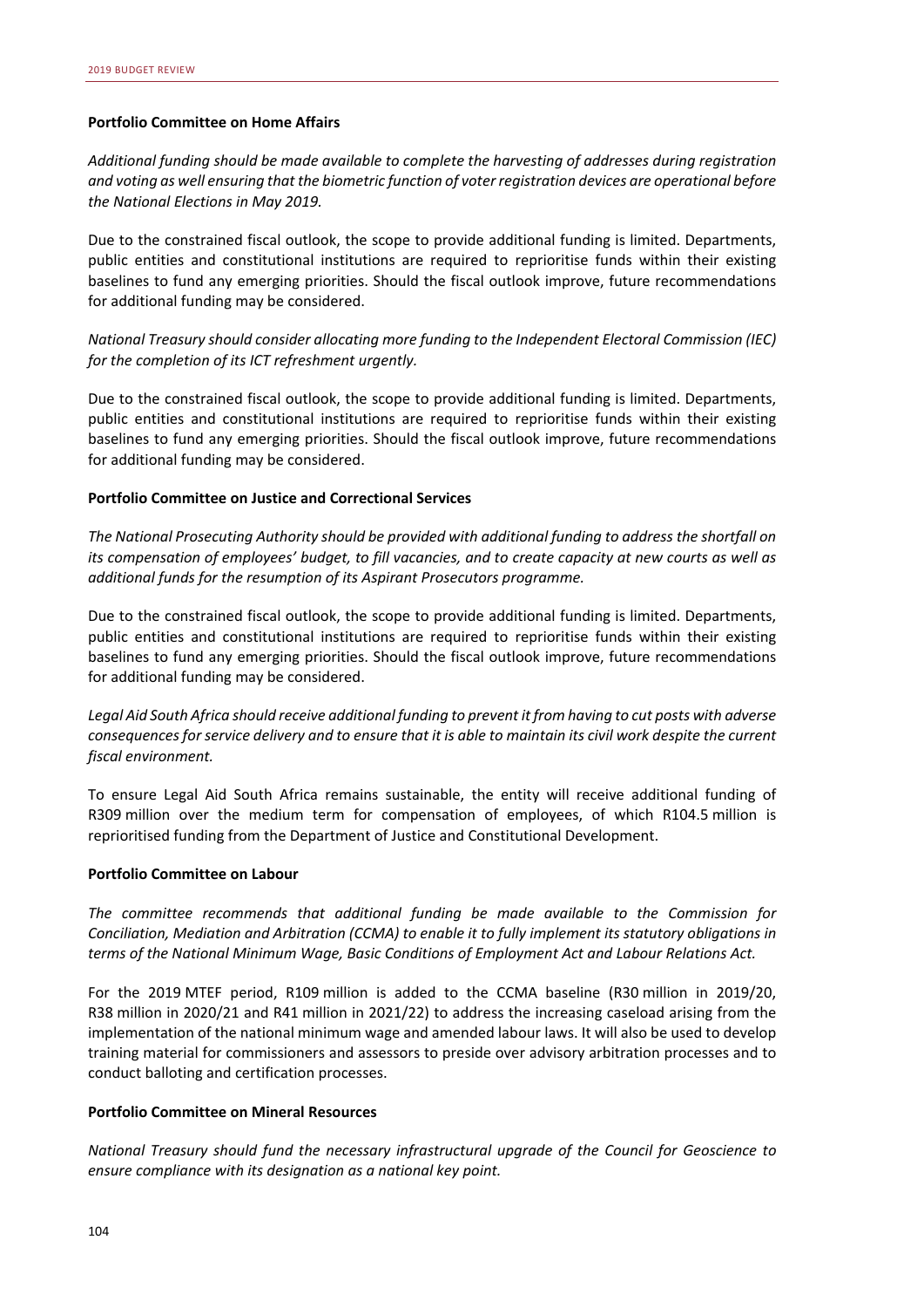**Portfolio Committee on Home Affairs**

*Additional funding should be made available to complete the harvesting of addresses during registration and voting as well ensuring that the biometric function of voter registration devices are operational before the National Elections in May 2019.*

Due to the constrained fiscal outlook, the scope to provide additional funding is limited. Departments, public entities and constitutional institutions are required to reprioritise funds within their existing baselines to fund any emerging priorities. Should the fiscal outlook improve, future recommendations for additional funding may be considered.

*National Treasury should consider allocating more funding to the Independent Electoral Commission (IEC) for the completion of its ICT refreshment urgently.*

Due to the constrained fiscal outlook, the scope to provide additional funding is limited. Departments, public entities and constitutional institutions are required to reprioritise funds within their existing baselines to fund any emerging priorities. Should the fiscal outlook improve, future recommendations for additional funding may be considered.

**Portfolio Committee on Justice and Correctional Services**

*The National Prosecuting Authority should be provided with additional funding to address the shortfall on its compensation of employees' budget, to fill vacancies, and to create capacity at new courts as well as additional funds for the resumption of its Aspirant Prosecutors programme.*

Due to the constrained fiscal outlook, the scope to provide additional funding is limited. Departments, public entities and constitutional institutions are required to reprioritise funds within their existing baselines to fund any emerging priorities. Should the fiscal outlook improve, future recommendations for additional funding may be considered.

*Legal Aid South Africa should receive additional funding to prevent it from having to cut posts with adverse consequences for service delivery and to ensure that it is able to maintain its civil work despite the current fiscal environment.*

To ensure Legal Aid South Africa remains sustainable, the entity will receive additional funding of R309 million over the medium term for compensation of employees, of which R104.5 million is reprioritised funding from the Department of Justice and Constitutional Development.

**Portfolio Committee on Labour**

*The committee recommends that additional funding be made available to the Commission for Conciliation, Mediation and Arbitration (CCMA) to enable it to fully implement its statutory obligations in terms of the National Minimum Wage, Basic Conditions of Employment Act and Labour Relations Act.*

For the 2019 MTEF period, R109 million is added to the CCMA baseline (R30 million in 2019/20, R38 million in 2020/21 and R41 million in 2021/22) to address the increasing caseload arising from the implementation of the national minimum wage and amended labour laws. It will also be used to develop training material for commissioners and assessors to preside over advisory arbitration processes and to conduct balloting and certification processes.

**Portfolio Committee on Mineral Resources**

*National Treasury should fund the necessary infrastructural upgrade of the Council for Geoscience to ensure compliance with its designation as a national key point.*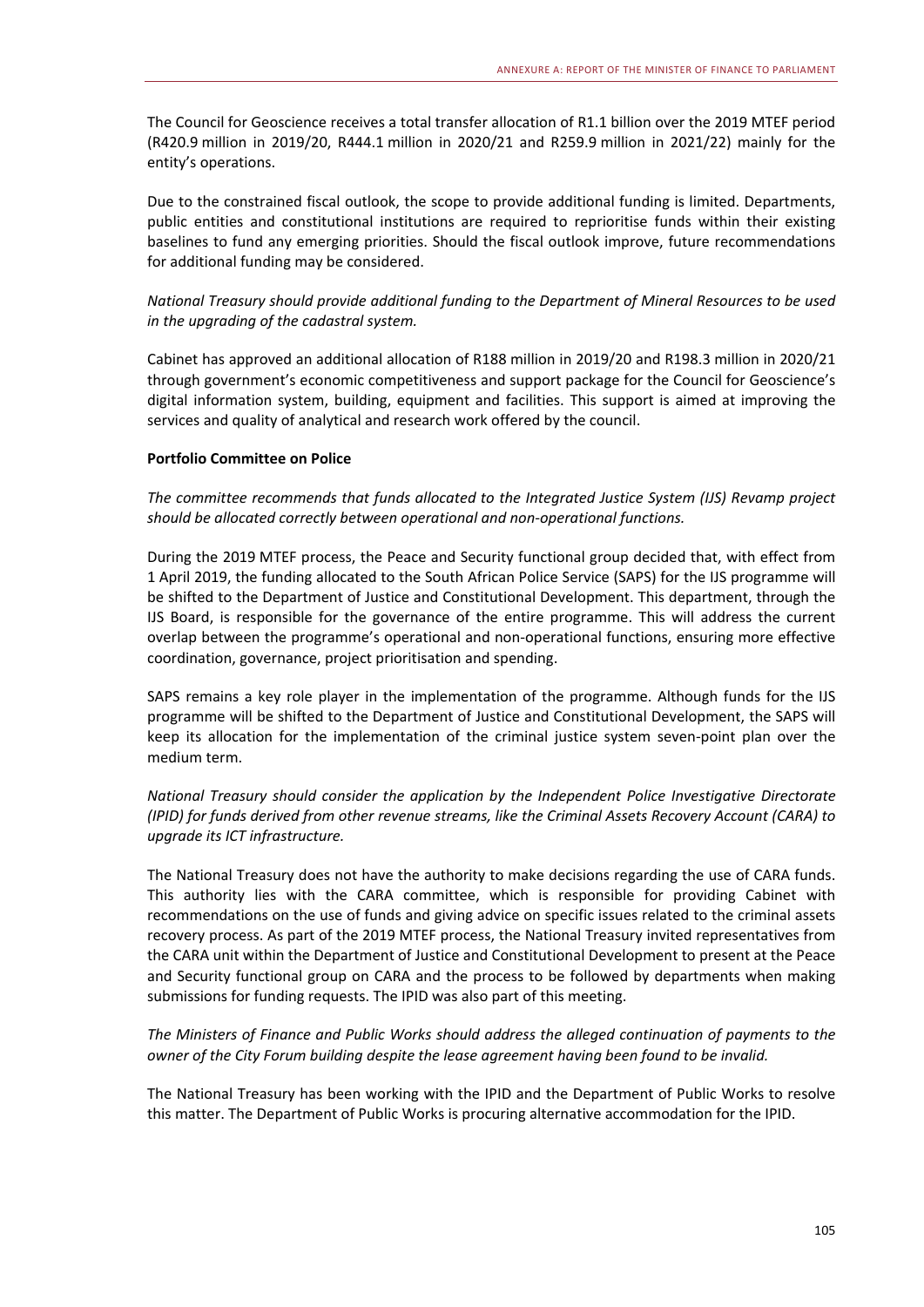The Council for Geoscience receives a total transfer allocation of R1.1 billion over the 2019 MTEF period (R420.9 million in 2019/20, R444.1 million in 2020/21 and R259.9 million in 2021/22) mainly for the entity's operations.

Due to the constrained fiscal outlook, the scope to provide additional funding is limited. Departments, public entities and constitutional institutions are required to reprioritise funds within their existing baselines to fund any emerging priorities. Should the fiscal outlook improve, future recommendations for additional funding may be considered.

*National Treasury should provide additional funding to the Department of Mineral Resources to be used in the upgrading of the cadastral system.*

Cabinet has approved an additional allocation of R188 million in 2019/20 and R198.3 million in 2020/21 through government's economic competitiveness and support package for the Council for Geoscience's digital information system, building, equipment and facilities. This support is aimed at improving the services and quality of analytical and research work offered by the council.

**Portfolio Committee on Police**

*The committee recommends that funds allocated to the Integrated Justice System (IJS) Revamp project should be allocated correctly between operational and non-operational functions.*

During the 2019 MTEF process, the Peace and Security functional group decided that, with effect from 1 April 2019, the funding allocated to the South African Police Service (SAPS) for the IJS programme will be shifted to the Department of Justice and Constitutional Development. This department, through the IJS Board, is responsible for the governance of the entire programme. This will address the current overlap between the programme's operational and non-operational functions, ensuring more effective coordination, governance, project prioritisation and spending.

SAPS remains a key role player in the implementation of the programme. Although funds for the IJS programme will be shifted to the Department of Justice and Constitutional Development, the SAPS will keep its allocation for the implementation of the criminal justice system seven-point plan over the medium term.

*National Treasury should consider the application by the Independent Police Investigative Directorate (IPID) for funds derived from other revenue streams, like the Criminal Assets Recovery Account (CARA) to upgrade its ICT infrastructure.*

The National Treasury does not have the authority to make decisions regarding the use of CARA funds. This authority lies with the CARA committee, which is responsible for providing Cabinet with recommendations on the use of funds and giving advice on specific issues related to the criminal assets recovery process. As part of the 2019 MTEF process, the National Treasury invited representatives from the CARA unit within the Department of Justice and Constitutional Development to present at the Peace and Security functional group on CARA and the process to be followed by departments when making submissions for funding requests. The IPID was also part of this meeting.

*The Ministers of Finance and Public Works should address the alleged continuation of payments to the owner of the City Forum building despite the lease agreement having been found to be invalid.*

The National Treasury has been working with the IPID and the Department of Public Works to resolve this matter. The Department of Public Works is procuring alternative accommodation for the IPID.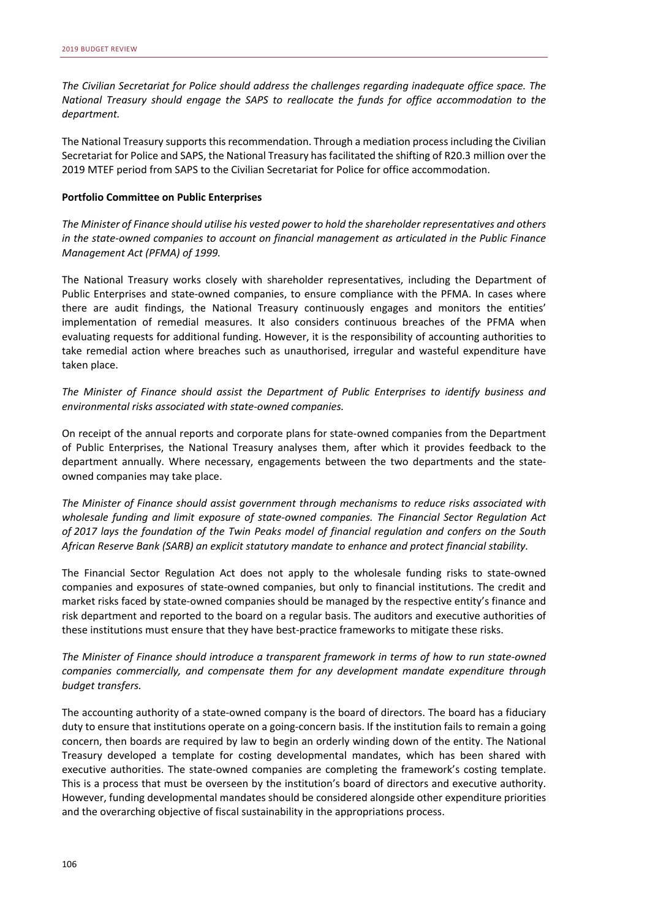*The Civilian Secretariat for Police should address the challenges regarding inadequate office space. The National Treasury should engage the SAPS to reallocate the funds for office accommodation to the department.*

The National Treasury supports this recommendation. Through a mediation process including the Civilian Secretariat for Police and SAPS, the National Treasury has facilitated the shifting of R20.3 million over the 2019 MTEF period from SAPS to the Civilian Secretariat for Police for office accommodation.

**Portfolio Committee on Public Enterprises**

*The Minister of Finance should utilise his vested power to hold the shareholder representatives and others in the state-owned companies to account on financial management as articulated in the Public Finance Management Act (PFMA) of 1999.*

The National Treasury works closely with shareholder representatives, including the Department of Public Enterprises and state-owned companies, to ensure compliance with the PFMA. In cases where there are audit findings, the National Treasury continuously engages and monitors the entities' implementation of remedial measures. It also considers continuous breaches of the PFMA when evaluating requests for additional funding. However, it is the responsibility of accounting authorities to take remedial action where breaches such as unauthorised, irregular and wasteful expenditure have taken place.

*The Minister of Finance should assist the Department of Public Enterprises to identify business and environmental risks associated with state-owned companies.*

On receipt of the annual reports and corporate plans for state-owned companies from the Department of Public Enterprises, the National Treasury analyses them, after which it provides feedback to the department annually. Where necessary, engagements between the two departments and the state-owned companies may take place.

*The Minister of Finance should assist government through mechanisms to reduce risks associated with wholesale funding and limit exposure of state-owned companies. The Financial Sector Regulation Act of 2017 lays the foundation of the Twin Peaks model of financial regulation and confers on the South African Reserve Bank (SARB) an explicit statutory mandate to enhance and protect financial stability.*

The Financial Sector Regulation Act does not apply to the wholesale funding risks to state-owned companies and exposures of state-owned companies, but only to financial institutions. The credit and market risks faced by state-owned companies should be managed by the respective entity's finance and risk department and reported to the board on a regular basis. The auditors and executive authorities of these institutions must ensure that they have best-practice frameworks to mitigate these risks.

*The Minister of Finance should introduce a transparent framework in terms of how to run state-owned companies commercially, and compensate them for any development mandate expenditure through budget transfers.*

The accounting authority of a state-owned company is the board of directors. The board has a fiduciary duty to ensure that institutions operate on a going-concern basis. If the institution fails to remain a going concern, then boards are required by law to begin an orderly winding down of the entity. The National Treasury developed a template for costing developmental mandates, which has been shared with executive authorities. The state-owned companies are completing the framework's costing template. This is a process that must be overseen by the institution's board of directors and executive authority. However, funding developmental mandates should be considered alongside other expenditure priorities and the overarching objective of fiscal sustainability in the appropriations process.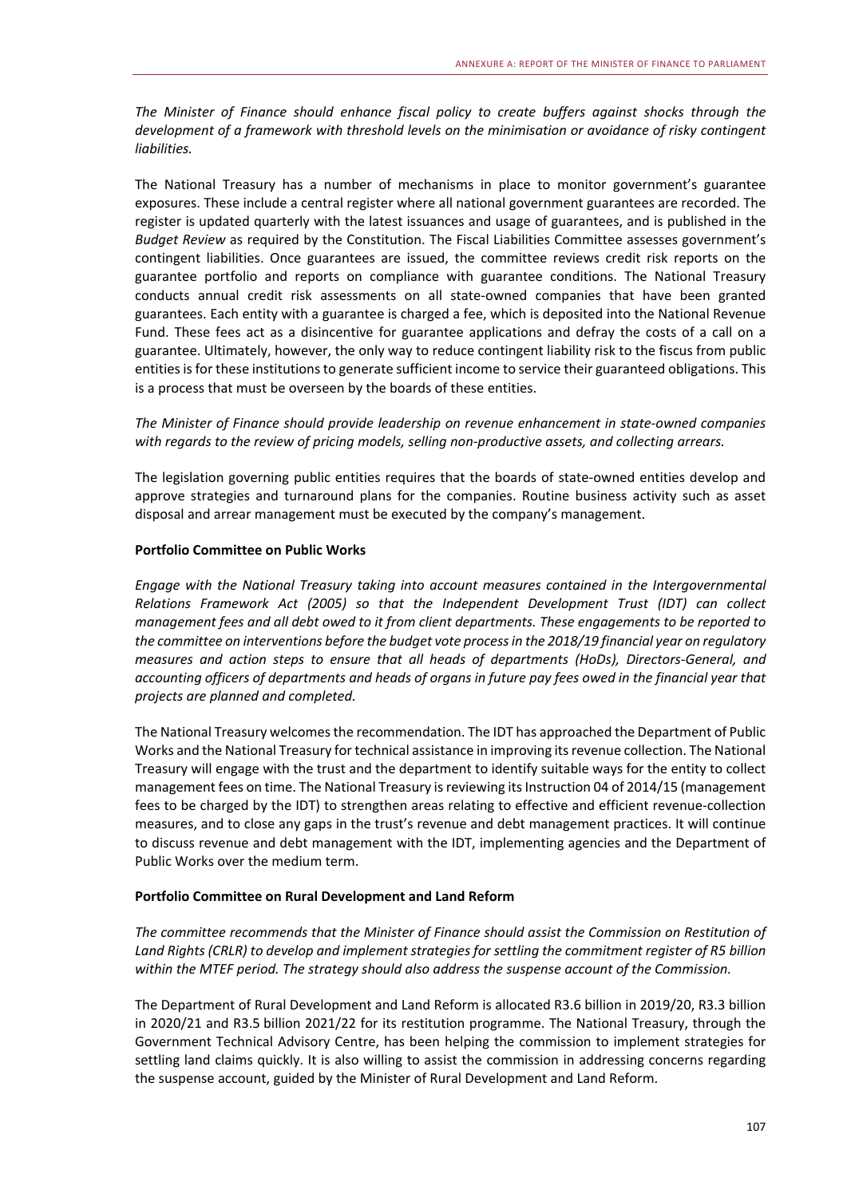*The Minister of Finance should enhance fiscal policy to create buffers against shocks through the development of a framework with threshold levels on the minimisation or avoidance of risky contingent liabilities.*

The National Treasury has a number of mechanisms in place to monitor government's guarantee exposures. These include a central register where all national government guarantees are recorded. The register is updated quarterly with the latest issuances and usage of guarantees, and is published in the *Budget Review* as required by the Constitution. The Fiscal Liabilities Committee assesses government's contingent liabilities. Once guarantees are issued, the committee reviews credit risk reports on the guarantee portfolio and reports on compliance with guarantee conditions. The National Treasury conducts annual credit risk assessments on all state-owned companies that have been granted guarantees. Each entity with a guarantee is charged a fee, which is deposited into the National Revenue Fund. These fees act as a disincentive for guarantee applications and defray the costs of a call on a guarantee. Ultimately, however, the only way to reduce contingent liability risk to the fiscus from public entities is for these institutions to generate sufficient income to service their guaranteed obligations. This is a process that must be overseen by the boards of these entities.

*The Minister of Finance should provide leadership on revenue enhancement in state-owned companies with regards to the review of pricing models, selling non-productive assets, and collecting arrears.*

The legislation governing public entities requires that the boards of state-owned entities develop and approve strategies and turnaround plans for the companies. Routine business activity such as asset disposal and arrear management must be executed by the company's management.

**Portfolio Committee on Public Works**

*Engage with the National Treasury taking into account measures contained in the Intergovernmental Relations Framework Act (2005) so that the Independent Development Trust (IDT) can collect management fees and all debt owed to it from client departments. These engagements to be reported to the committee on interventions before the budget vote process in the 2018/19 financial year on regulatory measures and action steps to ensure that all heads of departments (HoDs), Directors-General, and accounting officers of departments and heads of organs in future pay fees owed in the financial year that projects are planned and completed.*

The National Treasury welcomes the recommendation. The IDT has approached the Department of Public Works and the National Treasury for technical assistance in improving its revenue collection. The National Treasury will engage with the trust and the department to identify suitable ways for the entity to collect management fees on time. The National Treasury is reviewing its Instruction 04 of 2014/15 (management fees to be charged by the IDT) to strengthen areas relating to effective and efficient revenue-collection measures, and to close any gaps in the trust's revenue and debt management practices. It will continue to discuss revenue and debt management with the IDT, implementing agencies and the Department of Public Works over the medium term.

**Portfolio Committee on Rural Development and Land Reform**

*The committee recommends that the Minister of Finance should assist the Commission on Restitution of Land Rights (CRLR) to develop and implement strategies for settling the commitment register of R5 billion within the MTEF period. The strategy should also address the suspense account of the Commission.*

The Department of Rural Development and Land Reform is allocated R3.6 billion in 2019/20, R3.3 billion in 2020/21 and R3.5 billion 2021/22 for its restitution programme. The National Treasury, through the Government Technical Advisory Centre, has been helping the commission to implement strategies for settling land claims quickly. It is also willing to assist the commission in addressing concerns regarding the suspense account, guided by the Minister of Rural Development and Land Reform.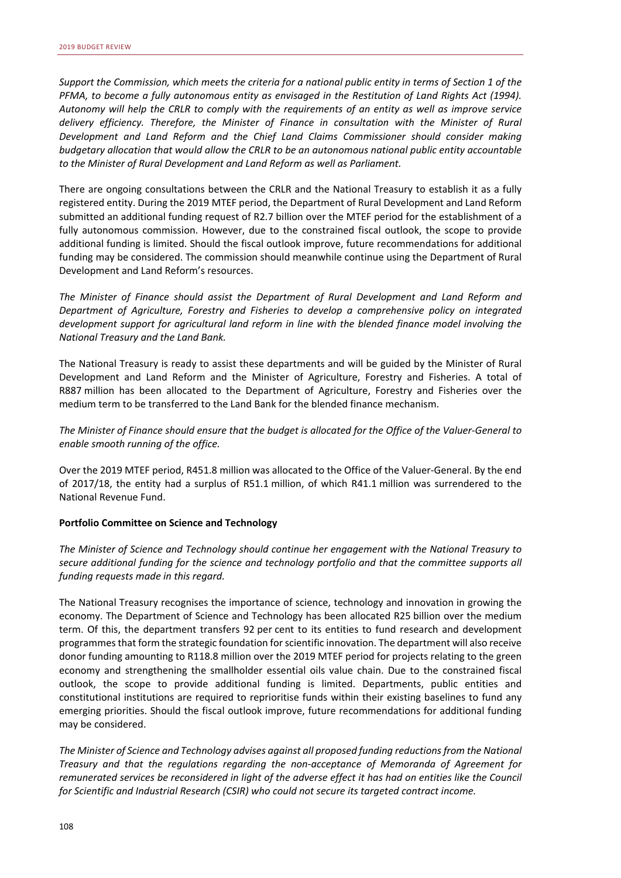*Support the Commission, which meets the criteria for a national public entity in terms of Section 1 of the PFMA, to become a fully autonomous entity as envisaged in the Restitution of Land Rights Act (1994). Autonomy will help the CRLR to comply with the requirements of an entity as well as improve service delivery efficiency. Therefore, the Minister of Finance in consultation with the Minister of Rural Development and Land Reform and the Chief Land Claims Commissioner should consider making budgetary allocation that would allow the CRLR to be an autonomous national public entity accountable to the Minister of Rural Development and Land Reform as well as Parliament.*

There are ongoing consultations between the CRLR and the National Treasury to establish it as a fully registered entity. During the 2019 MTEF period, the Department of Rural Development and Land Reform submitted an additional funding request of R2.7 billion over the MTEF period for the establishment of a fully autonomous commission. However, due to the constrained fiscal outlook, the scope to provide additional funding is limited. Should the fiscal outlook improve, future recommendations for additional funding may be considered. The commission should meanwhile continue using the Department of Rural Development and Land Reform's resources.

*The Minister of Finance should assist the Department of Rural Development and Land Reform and Department of Agriculture, Forestry and Fisheries to develop a comprehensive policy on integrated development support for agricultural land reform in line with the blended finance model involving the National Treasury and the Land Bank.*

The National Treasury is ready to assist these departments and will be guided by the Minister of Rural Development and Land Reform and the Minister of Agriculture, Forestry and Fisheries. A total of R887 million has been allocated to the Department of Agriculture, Forestry and Fisheries over the medium term to be transferred to the Land Bank for the blended finance mechanism.

*The Minister of Finance should ensure that the budget is allocated for the Office of the Valuer-General to enable smooth running of the office.*

Over the 2019 MTEF period, R451.8 million was allocated to the Office of the Valuer-General. By the end of 2017/18, the entity had a surplus of R51.1 million, of which R41.1 million was surrendered to the National Revenue Fund.

**Portfolio Committee on Science and Technology**

*The Minister of Science and Technology should continue her engagement with the National Treasury to secure additional funding for the science and technology portfolio and that the committee supports all funding requests made in this regard.*

The National Treasury recognises the importance of science, technology and innovation in growing the economy. The Department of Science and Technology has been allocated R25 billion over the medium term. Of this, the department transfers 92 per cent to its entities to fund research and development programmes that form the strategic foundation for scientific innovation. The department will also receive donor funding amounting to R118.8 million over the 2019 MTEF period for projects relating to the green economy and strengthening the smallholder essential oils value chain. Due to the constrained fiscal outlook, the scope to provide additional funding is limited. Departments, public entities and constitutional institutions are required to reprioritise funds within their existing baselines to fund any emerging priorities. Should the fiscal outlook improve, future recommendations for additional funding may be considered.

*The Minister of Science and Technology advises against all proposed funding reductions from the National Treasury and that the regulations regarding the non-acceptance of Memoranda of Agreement for remunerated services be reconsidered in light of the adverse effect it has had on entities like the Council for Scientific and Industrial Research (CSIR) who could not secure its targeted contract income.*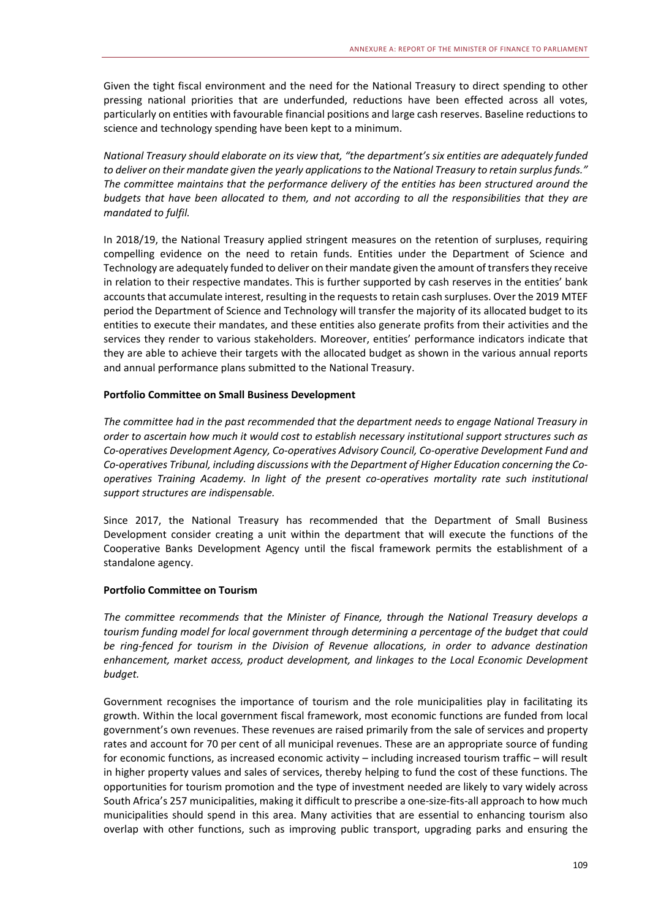Given the tight fiscal environment and the need for the National Treasury to direct spending to other pressing national priorities that are underfunded, reductions have been effected across all votes, particularly on entities with favourable financial positions and large cash reserves. Baseline reductions to science and technology spending have been kept to a minimum.

*National Treasury should elaborate on its view that, "the department's six entities are adequately funded to deliver on their mandate given the yearly applications to the National Treasury to retain surplus funds." The committee maintains that the performance delivery of the entities has been structured around the budgets that have been allocated to them, and not according to all the responsibilities that they are mandated to fulfil.*

In 2018/19, the National Treasury applied stringent measures on the retention of surpluses, requiring compelling evidence on the need to retain funds. Entities under the Department of Science and Technology are adequately funded to deliver on their mandate given the amount of transfers they receive in relation to their respective mandates. This is further supported by cash reserves in the entities' bank accounts that accumulate interest, resulting in the requests to retain cash surpluses. Over the 2019 MTEF period the Department of Science and Technology will transfer the majority of its allocated budget to its entities to execute their mandates, and these entities also generate profits from their activities and the services they render to various stakeholders. Moreover, entities' performance indicators indicate that they are able to achieve their targets with the allocated budget as shown in the various annual reports and annual performance plans submitted to the National Treasury.

**Portfolio Committee on Small Business Development**

*The committee had in the past recommended that the department needs to engage National Treasury in order to ascertain how much it would cost to establish necessary institutional support structures such as Co-operatives Development Agency, Co-operatives Advisory Council, Co-operative Development Fund and Co-operatives Tribunal, including discussions with the Department of Higher Education concerning the Co-operatives Training Academy. In light of the present co-operatives mortality rate such institutional support structures are indispensable.*

Since 2017, the National Treasury has recommended that the Department of Small Business Development consider creating a unit within the department that will execute the functions of the Cooperative Banks Development Agency until the fiscal framework permits the establishment of a standalone agency.

**Portfolio Committee on Tourism**

*The committee recommends that the Minister of Finance, through the National Treasury develops a tourism funding model for local government through determining a percentage of the budget that could be ring-fenced for tourism in the Division of Revenue allocations, in order to advance destination enhancement, market access, product development, and linkages to the Local Economic Development budget.*

Government recognises the importance of tourism and the role municipalities play in facilitating its growth. Within the local government fiscal framework, most economic functions are funded from local government's own revenues. These revenues are raised primarily from the sale of services and property rates and account for 70 per cent of all municipal revenues. These are an appropriate source of funding for economic functions, as increased economic activity – including increased tourism traffic – will result in higher property values and sales of services, thereby helping to fund the cost of these functions. The opportunities for tourism promotion and the type of investment needed are likely to vary widely across South Africa's 257 municipalities, making it difficult to prescribe a one-size-fits-all approach to how much municipalities should spend in this area. Many activities that are essential to enhancing tourism also overlap with other functions, such as improving public transport, upgrading parks and ensuring the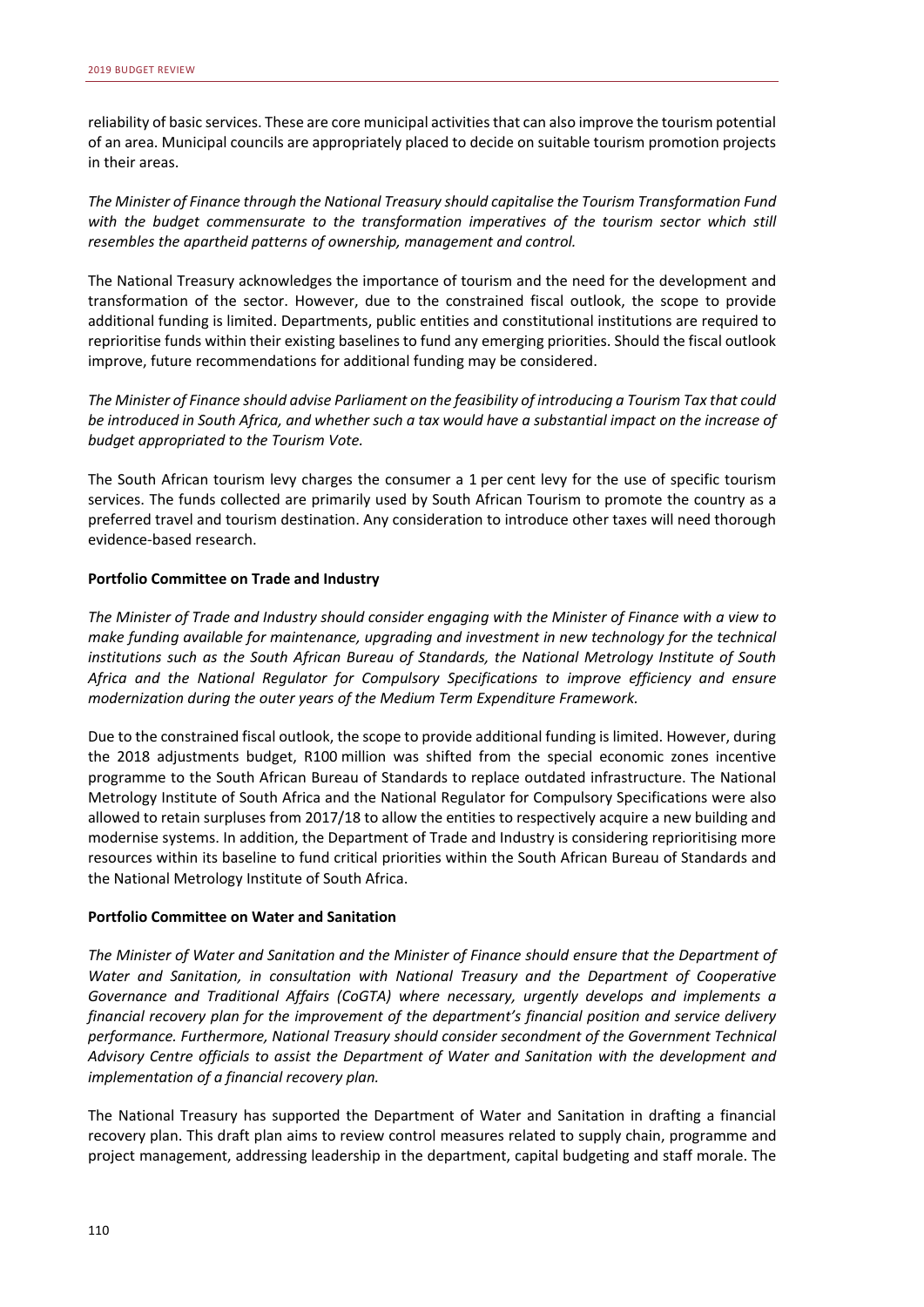reliability of basic services. These are core municipal activities that can also improve the tourism potential of an area. Municipal councils are appropriately placed to decide on suitable tourism promotion projects in their areas.

*The Minister of Finance through the National Treasury should capitalise the Tourism Transformation Fund with the budget commensurate to the transformation imperatives of the tourism sector which still resembles the apartheid patterns of ownership, management and control.*

The National Treasury acknowledges the importance of tourism and the need for the development and transformation of the sector. However, due to the constrained fiscal outlook, the scope to provide additional funding is limited. Departments, public entities and constitutional institutions are required to reprioritise funds within their existing baselines to fund any emerging priorities. Should the fiscal outlook improve, future recommendations for additional funding may be considered.

*The Minister of Finance should advise Parliament on the feasibility of introducing a Tourism Tax that could be introduced in South Africa, and whether such a tax would have a substantial impact on the increase of budget appropriated to the Tourism Vote.*

The South African tourism levy charges the consumer a 1 per cent levy for the use of specific tourism services. The funds collected are primarily used by South African Tourism to promote the country as a preferred travel and tourism destination. Any consideration to introduce other taxes will need thorough evidence-based research.

**Portfolio Committee on Trade and Industry**

*The Minister of Trade and Industry should consider engaging with the Minister of Finance with a view to make funding available for maintenance, upgrading and investment in new technology for the technical institutions such as the South African Bureau of Standards, the National Metrology Institute of South Africa and the National Regulator for Compulsory Specifications to improve efficiency and ensure modernization during the outer years of the Medium Term Expenditure Framework.*

Due to the constrained fiscal outlook, the scope to provide additional funding is limited. However, during the 2018 adjustments budget, R100 million was shifted from the special economic zones incentive programme to the South African Bureau of Standards to replace outdated infrastructure. The National Metrology Institute of South Africa and the National Regulator for Compulsory Specifications were also allowed to retain surpluses from 2017/18 to allow the entities to respectively acquire a new building and modernise systems. In addition, the Department of Trade and Industry is considering reprioritising more resources within its baseline to fund critical priorities within the South African Bureau of Standards and the National Metrology Institute of South Africa.

**Portfolio Committee on Water and Sanitation**

*The Minister of Water and Sanitation and the Minister of Finance should ensure that the Department of Water and Sanitation, in consultation with National Treasury and the Department of Cooperative Governance and Traditional Affairs (CoGTA) where necessary, urgently develops and implements a financial recovery plan for the improvement of the department's financial position and service delivery performance. Furthermore, National Treasury should consider secondment of the Government Technical Advisory Centre officials to assist the Department of Water and Sanitation with the development and implementation of a financial recovery plan.*

The National Treasury has supported the Department of Water and Sanitation in drafting a financial recovery plan. This draft plan aims to review control measures related to supply chain, programme and project management, addressing leadership in the department, capital budgeting and staff morale. The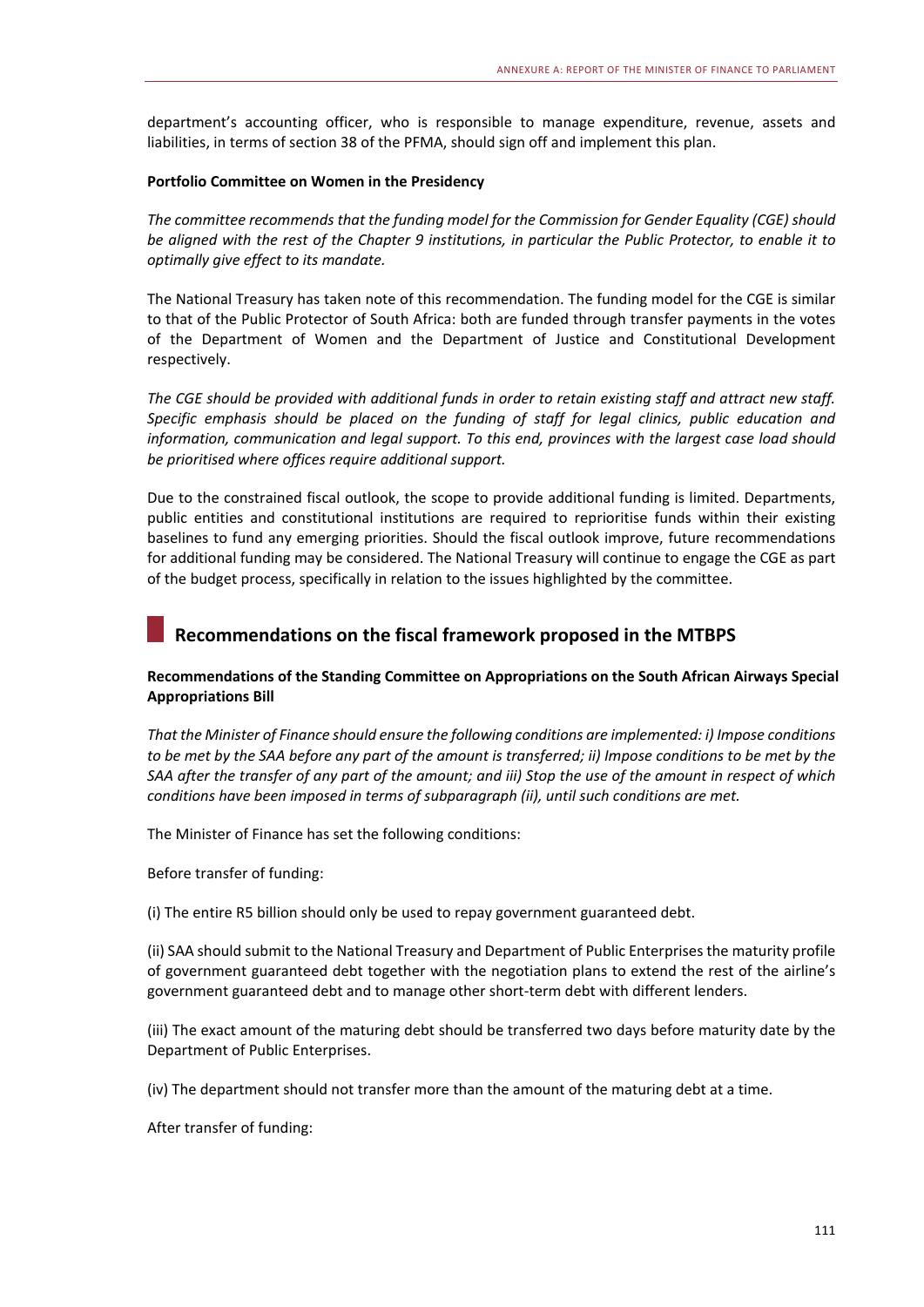department's accounting officer, who is responsible to manage expenditure, revenue, assets and liabilities, in terms of section 38 of the PFMA, should sign off and implement this plan.

**Portfolio Committee on Women in the Presidency**

*The committee recommends that the funding model for the Commission for Gender Equality (CGE) should be aligned with the rest of the Chapter 9 institutions, in particular the Public Protector, to enable it to optimally give effect to its mandate.*

The National Treasury has taken note of this recommendation. The funding model for the CGE is similar to that of the Public Protector of South Africa: both are funded through transfer payments in the votes of the Department of Women and the Department of Justice and Constitutional Development respectively.

*The CGE should be provided with additional funds in order to retain existing staff and attract new staff. Specific emphasis should be placed on the funding of staff for legal clinics, public education and information, communication and legal support. To this end, provinces with the largest case load should be prioritised where offices require additional support.*

Due to the constrained fiscal outlook, the scope to provide additional funding is limited. Departments, public entities and constitutional institutions are required to reprioritise funds within their existing baselines to fund any emerging priorities. Should the fiscal outlook improve, future recommendations for additional funding may be considered. The National Treasury will continue to engage the CGE as part of the budget process, specifically in relation to the issues highlighted by the committee.

## Recommendations on the fiscal framework proposed in the MTBPS

**Recommendations of the Standing Committee on Appropriations on the South African Airways Special Appropriations Bill**

*That the Minister of Finance should ensure the following conditions are implemented: i) Impose conditions to be met by the SAA before any part of the amount is transferred; ii) Impose conditions to be met by the SAA after the transfer of any part of the amount; and iii) Stop the use of the amount in respect of which conditions have been imposed in terms of subparagraph (ii), until such conditions are met.*

The Minister of Finance has set the following conditions:

Before transfer of funding:

(i) The entire R5 billion should only be used to repay government guaranteed debt.

(ii) SAA should submit to the National Treasury and Department of Public Enterprises the maturity profile of government guaranteed debt together with the negotiation plans to extend the rest of the airline's government guaranteed debt and to manage other short-term debt with different lenders.

(iii) The exact amount of the maturing debt should be transferred two days before maturity date by the Department of Public Enterprises.

(iv) The department should not transfer more than the amount of the maturing debt at a time.

After transfer of funding: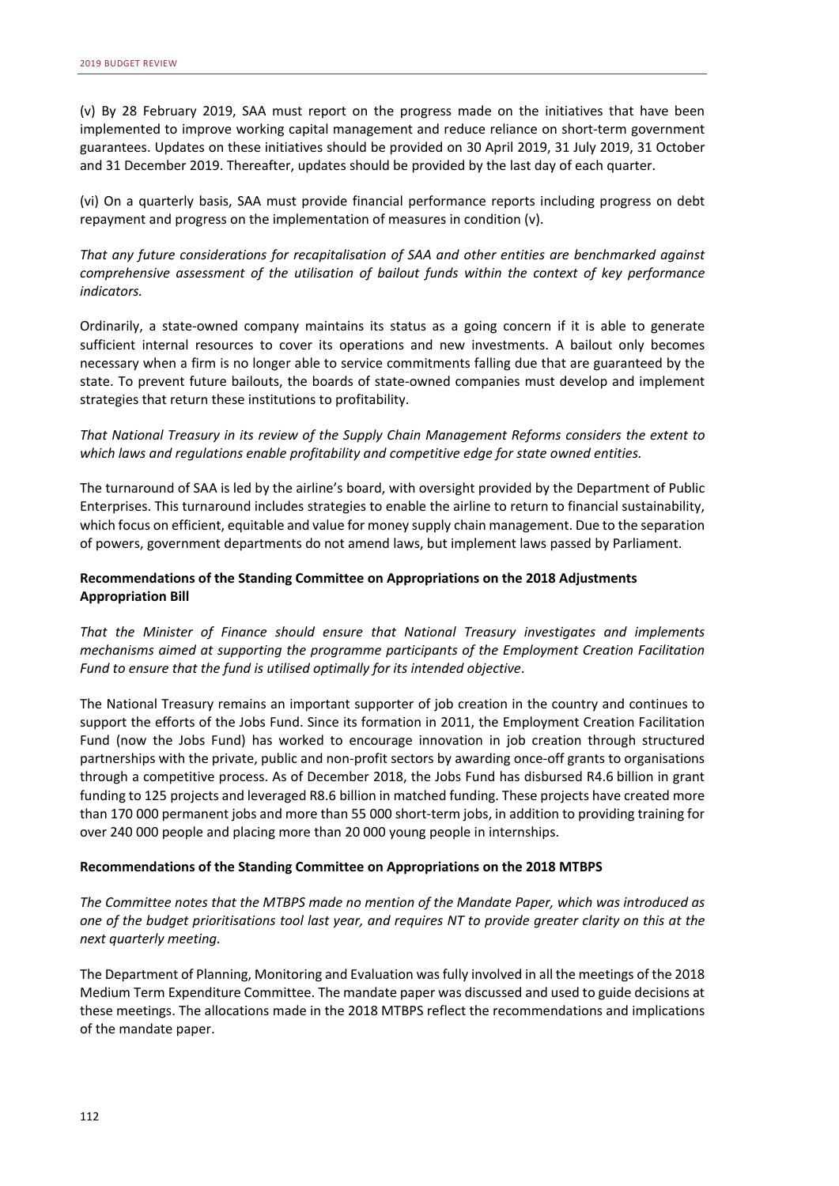(v) By 28 February 2019, SAA must report on the progress made on the initiatives that have been implemented to improve working capital management and reduce reliance on short-term government guarantees. Updates on these initiatives should be provided on 30 April 2019, 31 July 2019, 31 October and 31 December 2019. Thereafter, updates should be provided by the last day of each quarter.

(vi) On a quarterly basis, SAA must provide financial performance reports including progress on debt repayment and progress on the implementation of measures in condition (v).

*That any future considerations for recapitalisation of SAA and other entities are benchmarked against comprehensive assessment of the utilisation of bailout funds within the context of key performance indicators.*

Ordinarily, a state-owned company maintains its status as a going concern if it is able to generate sufficient internal resources to cover its operations and new investments. A bailout only becomes necessary when a firm is no longer able to service commitments falling due that are guaranteed by the state. To prevent future bailouts, the boards of state-owned companies must develop and implement strategies that return these institutions to profitability.

*That National Treasury in its review of the Supply Chain Management Reforms considers the extent to which laws and regulations enable profitability and competitive edge for state owned entities.*

The turnaround of SAA is led by the airline's board, with oversight provided by the Department of Public Enterprises. This turnaround includes strategies to enable the airline to return to financial sustainability, which focus on efficient, equitable and value for money supply chain management. Due to the separation of powers, government departments do not amend laws, but implement laws passed by Parliament.

**Recommendations of the Standing Committee on Appropriations on the 2018 Adjustments Appropriation Bill**

*That the Minister of Finance should ensure that National Treasury investigates and implements mechanisms aimed at supporting the programme participants of the Employment Creation Facilitation Fund to ensure that the fund is utilised optimally for its intended objective.*

The National Treasury remains an important supporter of job creation in the country and continues to support the efforts of the Jobs Fund. Since its formation in 2011, the Employment Creation Facilitation Fund (now the Jobs Fund) has worked to encourage innovation in job creation through structured partnerships with the private, public and non-profit sectors by awarding once-off grants to organisations through a competitive process. As of December 2018, the Jobs Fund has disbursed R4.6 billion in grant funding to 125 projects and leveraged R8.6 billion in matched funding. These projects have created more than 170 000 permanent jobs and more than 55 000 short-term jobs, in addition to providing training for over 240 000 people and placing more than 20 000 young people in internships.

**Recommendations of the Standing Committee on Appropriations on the 2018 MTBPS**

*The Committee notes that the MTBPS made no mention of the Mandate Paper, which was introduced as one of the budget prioritisations tool last year, and requires NT to provide greater clarity on this at the next quarterly meeting.*

The Department of Planning, Monitoring and Evaluation was fully involved in all the meetings of the 2018 Medium Term Expenditure Committee. The mandate paper was discussed and used to guide decisions at these meetings. The allocations made in the 2018 MTBPS reflect the recommendations and implications of the mandate paper.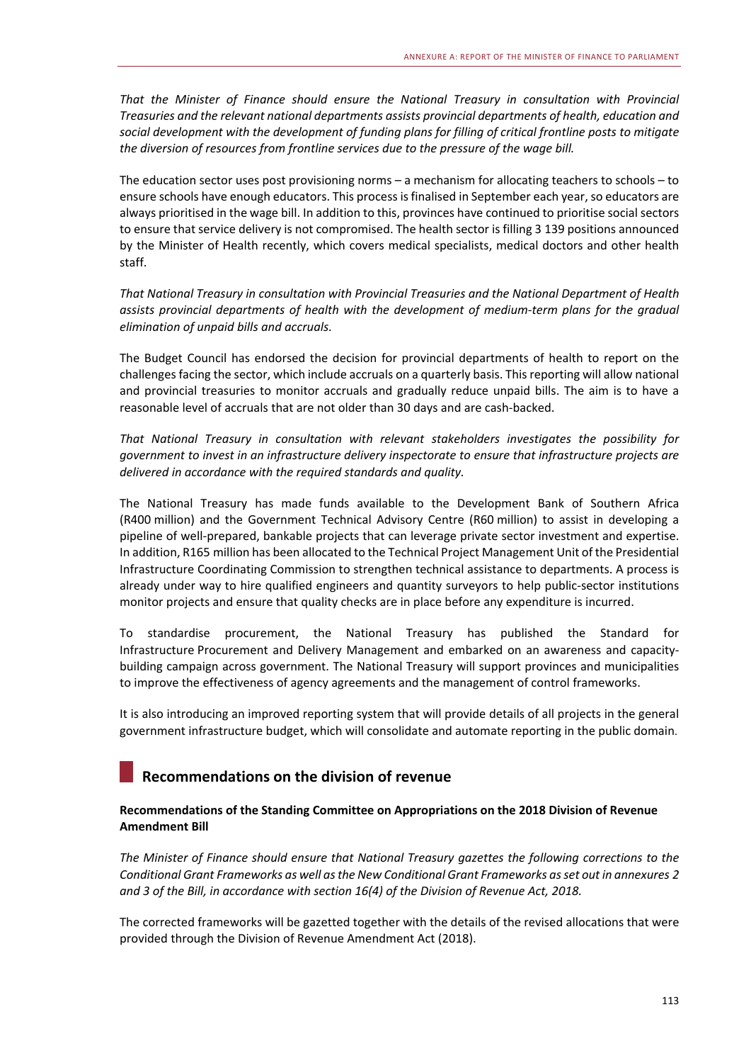*That the Minister of Finance should ensure the National Treasury in consultation with Provincial Treasuries and the relevant national departments assists provincial departments of health, education and social development with the development of funding plans for filling of critical frontline posts to mitigate the diversion of resources from frontline services due to the pressure of the wage bill.*

The education sector uses post provisioning norms – a mechanism for allocating teachers to schools – to ensure schools have enough educators. This process is finalised in September each year, so educators are always prioritised in the wage bill. In addition to this, provinces have continued to prioritise social sectors to ensure that service delivery is not compromised. The health sector is filling 3 139 positions announced by the Minister of Health recently, which covers medical specialists, medical doctors and other health staff.

*That National Treasury in consultation with Provincial Treasuries and the National Department of Health assists provincial departments of health with the development of medium-term plans for the gradual elimination of unpaid bills and accruals.*

The Budget Council has endorsed the decision for provincial departments of health to report on the challenges facing the sector, which include accruals on a quarterly basis. This reporting will allow national and provincial treasuries to monitor accruals and gradually reduce unpaid bills. The aim is to have a reasonable level of accruals that are not older than 30 days and are cash-backed.

*That National Treasury in consultation with relevant stakeholders investigates the possibility for government to invest in an infrastructure delivery inspectorate to ensure that infrastructure projects are delivered in accordance with the required standards and quality.*

The National Treasury has made funds available to the Development Bank of Southern Africa (R400 million) and the Government Technical Advisory Centre (R60 million) to assist in developing a pipeline of well-prepared, bankable projects that can leverage private sector investment and expertise. In addition, R165 million has been allocated to the Technical Project Management Unit of the Presidential Infrastructure Coordinating Commission to strengthen technical assistance to departments. A process is already under way to hire qualified engineers and quantity surveyors to help public-sector institutions monitor projects and ensure that quality checks are in place before any expenditure is incurred.

To standardise procurement, the National Treasury has published the Standard for Infrastructure Procurement and Delivery Management and embarked on an awareness and capacity-building campaign across government. The National Treasury will support provinces and municipalities to improve the effectiveness of agency agreements and the management of control frameworks.

It is also introducing an improved reporting system that will provide details of all projects in the general government infrastructure budget, which will consolidate and automate reporting in the public domain.

## Recommendations on the division of revenue

**Recommendations of the Standing Committee on Appropriations on the 2018 Division of Revenue Amendment Bill**

*The Minister of Finance should ensure that National Treasury gazettes the following corrections to the Conditional Grant Frameworks as well as the New Conditional Grant Frameworks as set out in annexures 2 and 3 of the Bill, in accordance with section 16(4) of the Division of Revenue Act, 2018.*

The corrected frameworks will be gazetted together with the details of the revised allocations that were provided through the Division of Revenue Amendment Act (2018).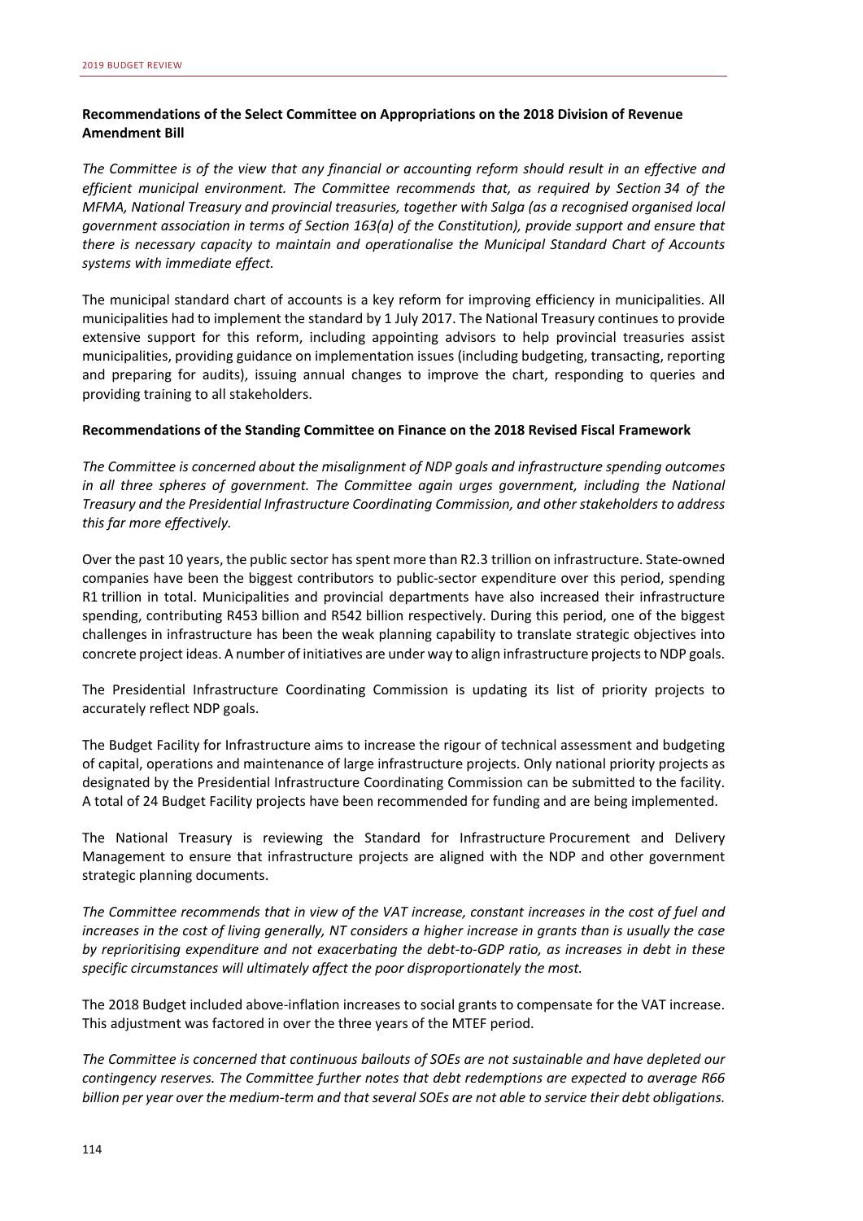**Recommendations of the Select Committee on Appropriations on the 2018 Division of Revenue Amendment Bill**

*The Committee is of the view that any financial or accounting reform should result in an effective and efficient municipal environment. The Committee recommends that, as required by Section 34 of the MFMA, National Treasury and provincial treasuries, together with Salga (as a recognised organised local government association in terms of Section 163(a) of the Constitution), provide support and ensure that there is necessary capacity to maintain and operationalise the Municipal Standard Chart of Accounts systems with immediate effect.*

The municipal standard chart of accounts is a key reform for improving efficiency in municipalities. All municipalities had to implement the standard by 1 July 2017. The National Treasury continues to provide extensive support for this reform, including appointing advisors to help provincial treasuries assist municipalities, providing guidance on implementation issues (including budgeting, transacting, reporting and preparing for audits), issuing annual changes to improve the chart, responding to queries and providing training to all stakeholders.

**Recommendations of the Standing Committee on Finance on the 2018 Revised Fiscal Framework**

*The Committee is concerned about the misalignment of NDP goals and infrastructure spending outcomes in all three spheres of government. The Committee again urges government, including the National Treasury and the Presidential Infrastructure Coordinating Commission, and other stakeholders to address this far more effectively.*

Over the past 10 years, the public sector has spent more than R2.3 trillion on infrastructure. State-owned companies have been the biggest contributors to public-sector expenditure over this period, spending R1 trillion in total. Municipalities and provincial departments have also increased their infrastructure spending, contributing R453 billion and R542 billion respectively. During this period, one of the biggest challenges in infrastructure has been the weak planning capability to translate strategic objectives into concrete project ideas. A number of initiatives are under way to align infrastructure projects to NDP goals.

The Presidential Infrastructure Coordinating Commission is updating its list of priority projects to accurately reflect NDP goals.

The Budget Facility for Infrastructure aims to increase the rigour of technical assessment and budgeting of capital, operations and maintenance of large infrastructure projects. Only national priority projects as designated by the Presidential Infrastructure Coordinating Commission can be submitted to the facility. A total of 24 Budget Facility projects have been recommended for funding and are being implemented.

The National Treasury is reviewing the Standard for Infrastructure Procurement and Delivery Management to ensure that infrastructure projects are aligned with the NDP and other government strategic planning documents.

*The Committee recommends that in view of the VAT increase, constant increases in the cost of fuel and increases in the cost of living generally, NT considers a higher increase in grants than is usually the case by reprioritising expenditure and not exacerbating the debt-to-GDP ratio, as increases in debt in these specific circumstances will ultimately affect the poor disproportionately the most.*

The 2018 Budget included above-inflation increases to social grants to compensate for the VAT increase. This adjustment was factored in over the three years of the MTEF period.

*The Committee is concerned that continuous bailouts of SOEs are not sustainable and have depleted our contingency reserves. The Committee further notes that debt redemptions are expected to average R66 billion per year over the medium-term and that several SOEs are not able to service their debt obligations.*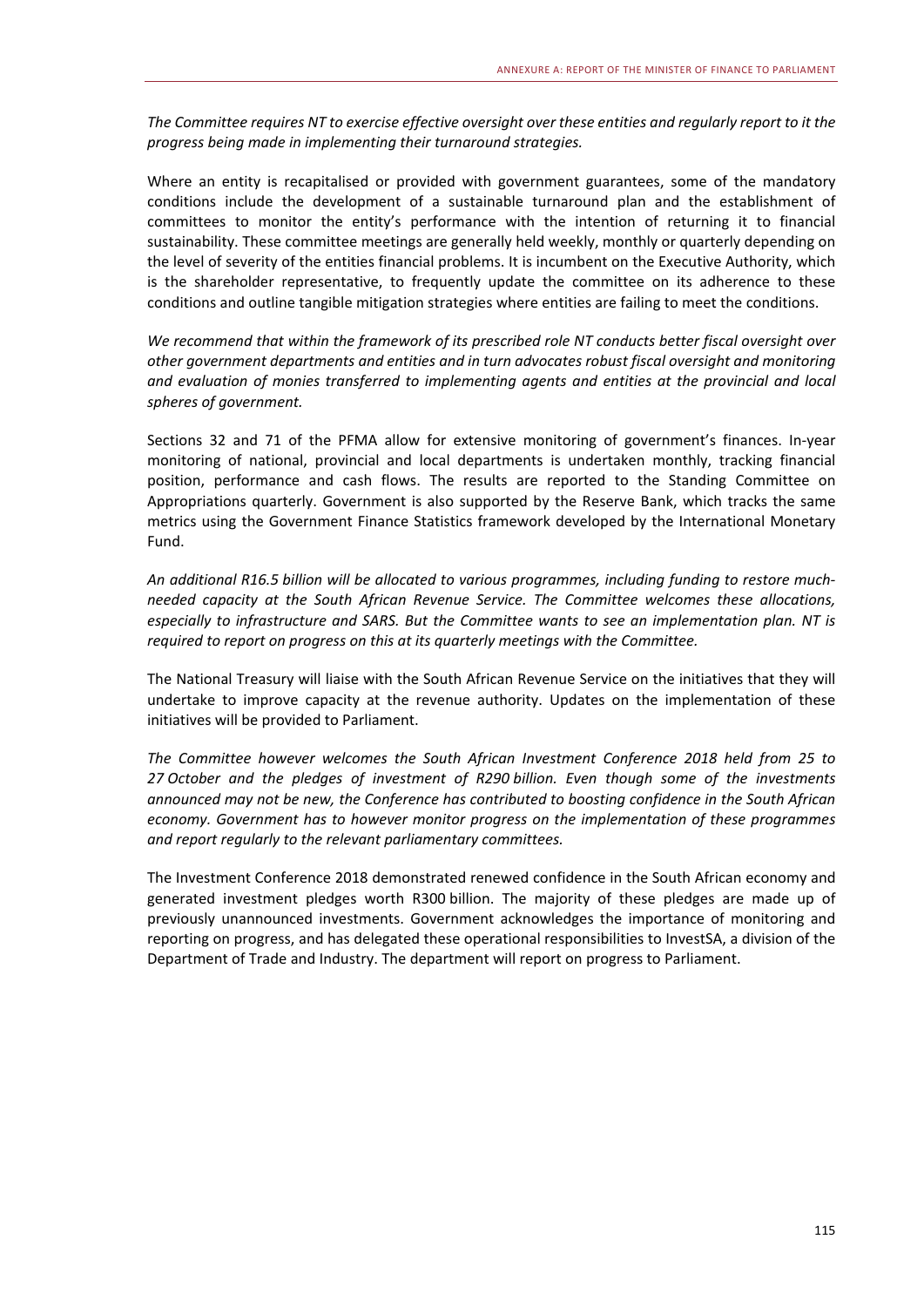*The Committee requires NT to exercise effective oversight over these entities and regularly report to it the progress being made in implementing their turnaround strategies.*

Where an entity is recapitalised or provided with government guarantees, some of the mandatory conditions include the development of a sustainable turnaround plan and the establishment of committees to monitor the entity's performance with the intention of returning it to financial sustainability. These committee meetings are generally held weekly, monthly or quarterly depending on the level of severity of the entities financial problems. It is incumbent on the Executive Authority, which is the shareholder representative, to frequently update the committee on its adherence to these conditions and outline tangible mitigation strategies where entities are failing to meet the conditions.

*We recommend that within the framework of its prescribed role NT conducts better fiscal oversight over other government departments and entities and in turn advocates robust fiscal oversight and monitoring and evaluation of monies transferred to implementing agents and entities at the provincial and local spheres of government.*

Sections 32 and 71 of the PFMA allow for extensive monitoring of government's finances. In-year monitoring of national, provincial and local departments is undertaken monthly, tracking financial position, performance and cash flows. The results are reported to the Standing Committee on Appropriations quarterly. Government is also supported by the Reserve Bank, which tracks the same metrics using the Government Finance Statistics framework developed by the International Monetary Fund.

*An additional R16.5 billion will be allocated to various programmes, including funding to restore much-needed capacity at the South African Revenue Service. The Committee welcomes these allocations, especially to infrastructure and SARS. But the Committee wants to see an implementation plan. NT is required to report on progress on this at its quarterly meetings with the Committee.*

The National Treasury will liaise with the South African Revenue Service on the initiatives that they will undertake to improve capacity at the revenue authority. Updates on the implementation of these initiatives will be provided to Parliament.

*The Committee however welcomes the South African Investment Conference 2018 held from 25 to 27 October and the pledges of investment of R290 billion. Even though some of the investments announced may not be new, the Conference has contributed to boosting confidence in the South African economy. Government has to however monitor progress on the implementation of these programmes and report regularly to the relevant parliamentary committees.*

The Investment Conference 2018 demonstrated renewed confidence in the South African economy and generated investment pledges worth R300 billion. The majority of these pledges are made up of previously unannounced investments. Government acknowledges the importance of monitoring and reporting on progress, and has delegated these operational responsibilities to InvestSA, a division of the Department of Trade and Industry. The department will report on progress to Parliament.